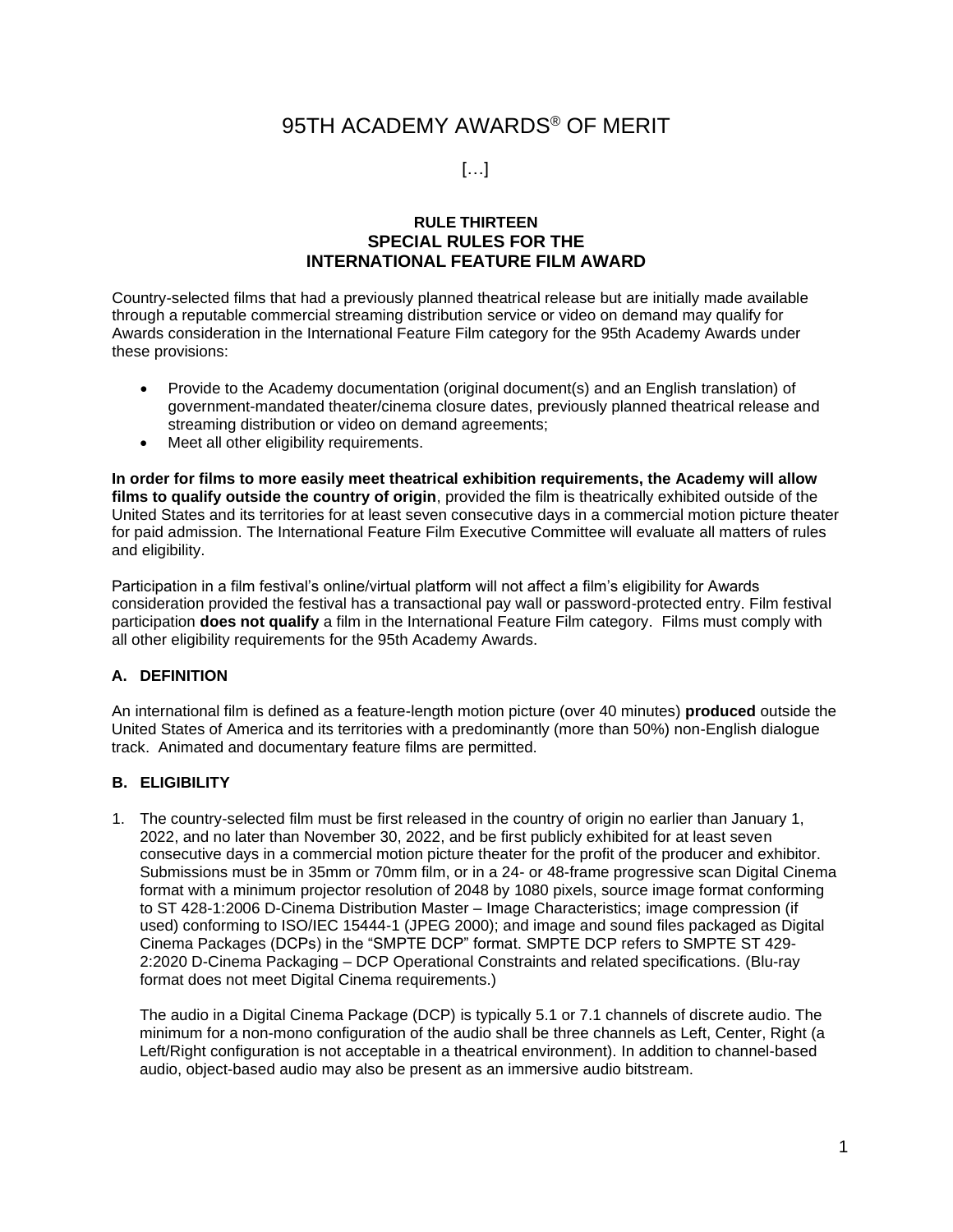# 95TH ACADEMY AWARDS® OF MERIT

[…]

## RULE THIRTEEN
## SPECIAL RULES FOR THE INTERNATIONAL FEATURE FILM AWARD

Country-selected films that had a previously planned theatrical release but are initially made available through a reputable commercial streaming distribution service or video on demand may qualify for Awards consideration in the International Feature Film category for the 95th Academy Awards under these provisions:

- Provide to the Academy documentation (original document(s) and an English translation) of government-mandated theater/cinema closure dates, previously planned theatrical release and streaming distribution or video on demand agreements;
- Meet all other eligibility requirements.

**In order for films to more easily meet theatrical exhibition requirements, the Academy will allow films to qualify outside the country of origin**, provided the film is theatrically exhibited outside of the United States and its territories for at least seven consecutive days in a commercial motion picture theater for paid admission. The International Feature Film Executive Committee will evaluate all matters of rules and eligibility.

Participation in a film festival's online/virtual platform will not affect a film's eligibility for Awards consideration provided the festival has a transactional pay wall or password-protected entry. Film festival participation **does not qualify** a film in the International Feature Film category. Films must comply with all other eligibility requirements for the 95th Academy Awards.

### A. DEFINITION

An international film is defined as a feature-length motion picture (over 40 minutes) **produced** outside the United States of America and its territories with a predominantly (more than 50%) non-English dialogue track. Animated and documentary feature films are permitted.

### B. ELIGIBILITY

1. The country-selected film must be first released in the country of origin no earlier than January 1, 2022, and no later than November 30, 2022, and be first publicly exhibited for at least seven consecutive days in a commercial motion picture theater for the profit of the producer and exhibitor. Submissions must be in 35mm or 70mm film, or in a 24- or 48-frame progressive scan Digital Cinema format with a minimum projector resolution of 2048 by 1080 pixels, source image format conforming to ST 428-1:2006 D-Cinema Distribution Master – Image Characteristics; image compression (if used) conforming to ISO/IEC 15444-1 (JPEG 2000); and image and sound files packaged as Digital Cinema Packages (DCPs) in the "SMPTE DCP" format. SMPTE DCP refers to SMPTE ST 429-2:2020 D-Cinema Packaging – DCP Operational Constraints and related specifications. (Blu-ray format does not meet Digital Cinema requirements.)

   The audio in a Digital Cinema Package (DCP) is typically 5.1 or 7.1 channels of discrete audio. The minimum for a non-mono configuration of the audio shall be three channels as Left, Center, Right (a Left/Right configuration is not acceptable in a theatrical environment). In addition to channel-based audio, object-based audio may also be present as an immersive audio bitstream.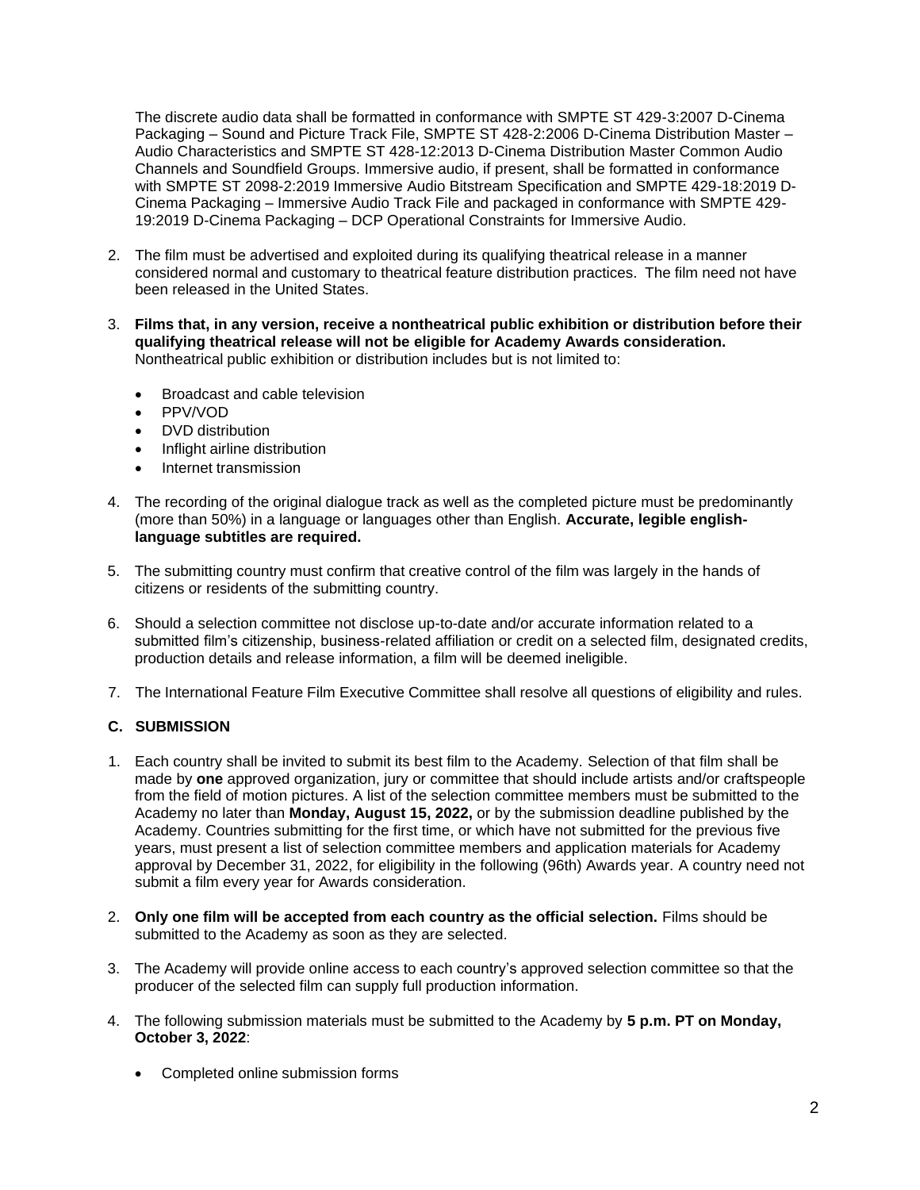The discrete audio data shall be formatted in conformance with SMPTE ST 429-3:2007 D-Cinema Packaging – Sound and Picture Track File, SMPTE ST 428-2:2006 D-Cinema Distribution Master – Audio Characteristics and SMPTE ST 428-12:2013 D-Cinema Distribution Master Common Audio Channels and Soundfield Groups. Immersive audio, if present, shall be formatted in conformance with SMPTE ST 2098-2:2019 Immersive Audio Bitstream Specification and SMPTE 429-18:2019 D-Cinema Packaging – Immersive Audio Track File and packaged in conformance with SMPTE 429-19:2019 D-Cinema Packaging – DCP Operational Constraints for Immersive Audio.

2. The film must be advertised and exploited during its qualifying theatrical release in a manner considered normal and customary to theatrical feature distribution practices. The film need not have been released in the United States.

3. **Films that, in any version, receive a nontheatrical public exhibition or distribution before their qualifying theatrical release will not be eligible for Academy Awards consideration.** Nontheatrical public exhibition or distribution includes but is not limited to:

   - Broadcast and cable television
   - PPV/VOD
   - DVD distribution
   - Inflight airline distribution
   - Internet transmission

4. The recording of the original dialogue track as well as the completed picture must be predominantly (more than 50%) in a language or languages other than English. **Accurate, legible english-language subtitles are required.**

5. The submitting country must confirm that creative control of the film was largely in the hands of citizens or residents of the submitting country.

6. Should a selection committee not disclose up-to-date and/or accurate information related to a submitted film's citizenship, business-related affiliation or credit on a selected film, designated credits, production details and release information, a film will be deemed ineligible.

7. The International Feature Film Executive Committee shall resolve all questions of eligibility and rules.

### C. SUBMISSION

1. Each country shall be invited to submit its best film to the Academy. Selection of that film shall be made by **one** approved organization, jury or committee that should include artists and/or craftspeople from the field of motion pictures. A list of the selection committee members must be submitted to the Academy no later than **Monday, August 15, 2022,** or by the submission deadline published by the Academy. Countries submitting for the first time, or which have not submitted for the previous five years, must present a list of selection committee members and application materials for Academy approval by December 31, 2022, for eligibility in the following (96th) Awards year. A country need not submit a film every year for Awards consideration.

2. **Only one film will be accepted from each country as the official selection.** Films should be submitted to the Academy as soon as they are selected.

3. The Academy will provide online access to each country's approved selection committee so that the producer of the selected film can supply full production information.

4. The following submission materials must be submitted to the Academy by **5 p.m. PT on Monday, October 3, 2022**:

   - Completed online submission forms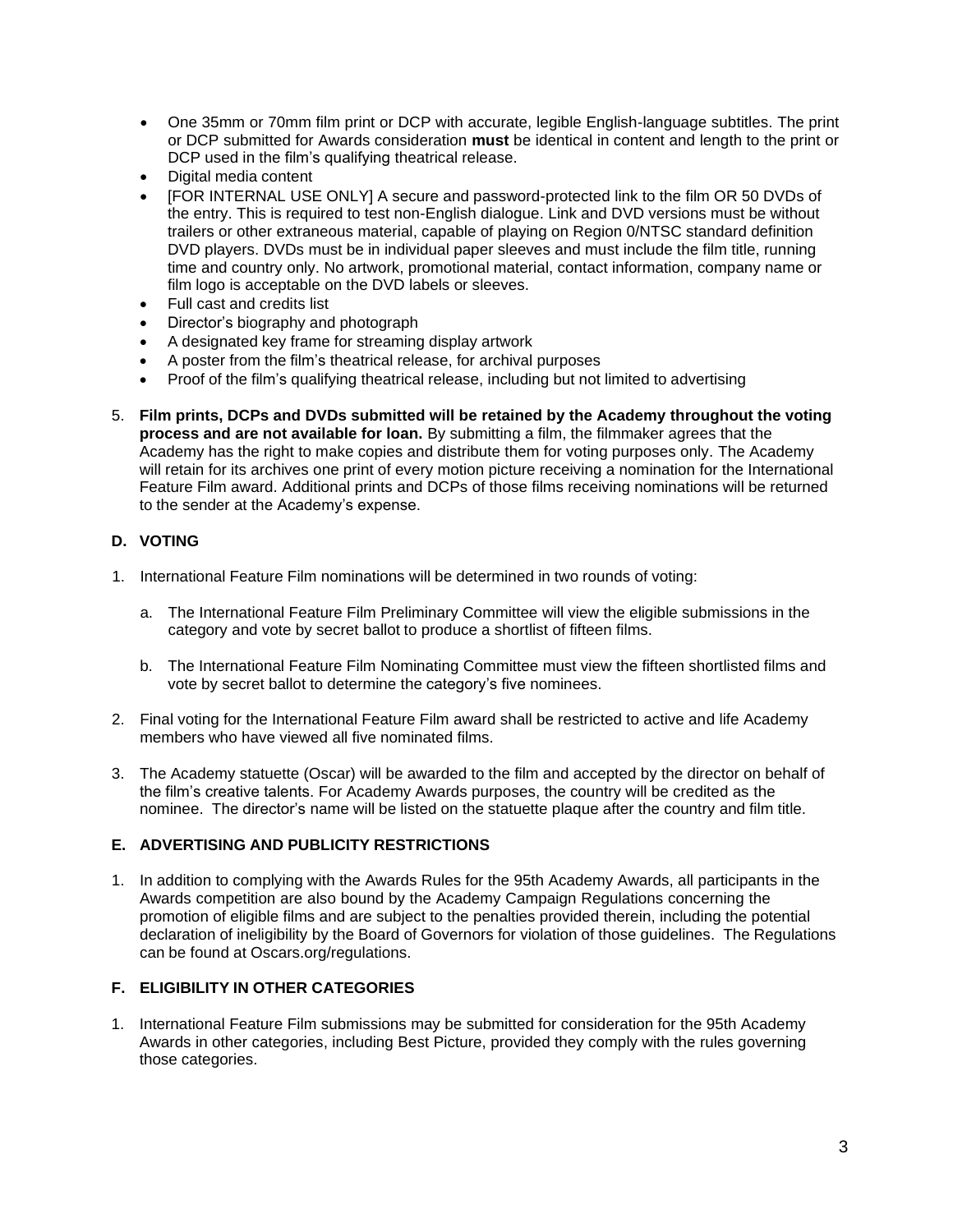- One 35mm or 70mm film print or DCP with accurate, legible English-language subtitles. The print or DCP submitted for Awards consideration **must** be identical in content and length to the print or DCP used in the film's qualifying theatrical release.
- Digital media content
- [FOR INTERNAL USE ONLY] A secure and password-protected link to the film OR 50 DVDs of the entry. This is required to test non-English dialogue. Link and DVD versions must be without trailers or other extraneous material, capable of playing on Region 0/NTSC standard definition DVD players. DVDs must be in individual paper sleeves and must include the film title, running time and country only. No artwork, promotional material, contact information, company name or film logo is acceptable on the DVD labels or sleeves.
- Full cast and credits list
- Director's biography and photograph
- A designated key frame for streaming display artwork
- A poster from the film's theatrical release, for archival purposes
- Proof of the film's qualifying theatrical release, including but not limited to advertising

5. **Film prints, DCPs and DVDs submitted will be retained by the Academy throughout the voting process and are not available for loan.** By submitting a film, the filmmaker agrees that the Academy has the right to make copies and distribute them for voting purposes only. The Academy will retain for its archives one print of every motion picture receiving a nomination for the International Feature Film award. Additional prints and DCPs of those films receiving nominations will be returned to the sender at the Academy's expense.

### D. VOTING

1. International Feature Film nominations will be determined in two rounds of voting:

   a. The International Feature Film Preliminary Committee will view the eligible submissions in the category and vote by secret ballot to produce a shortlist of fifteen films.

   b. The International Feature Film Nominating Committee must view the fifteen shortlisted films and vote by secret ballot to determine the category's five nominees.

2. Final voting for the International Feature Film award shall be restricted to active and life Academy members who have viewed all five nominated films.

3. The Academy statuette (Oscar) will be awarded to the film and accepted by the director on behalf of the film's creative talents. For Academy Awards purposes, the country will be credited as the nominee. The director's name will be listed on the statuette plaque after the country and film title.

### E. ADVERTISING AND PUBLICITY RESTRICTIONS

1. In addition to complying with the Awards Rules for the 95th Academy Awards, all participants in the Awards competition are also bound by the Academy Campaign Regulations concerning the promotion of eligible films and are subject to the penalties provided therein, including the potential declaration of ineligibility by the Board of Governors for violation of those guidelines. The Regulations can be found at Oscars.org/regulations.

### F. ELIGIBILITY IN OTHER CATEGORIES

1. International Feature Film submissions may be submitted for consideration for the 95th Academy Awards in other categories, including Best Picture, provided they comply with the rules governing those categories.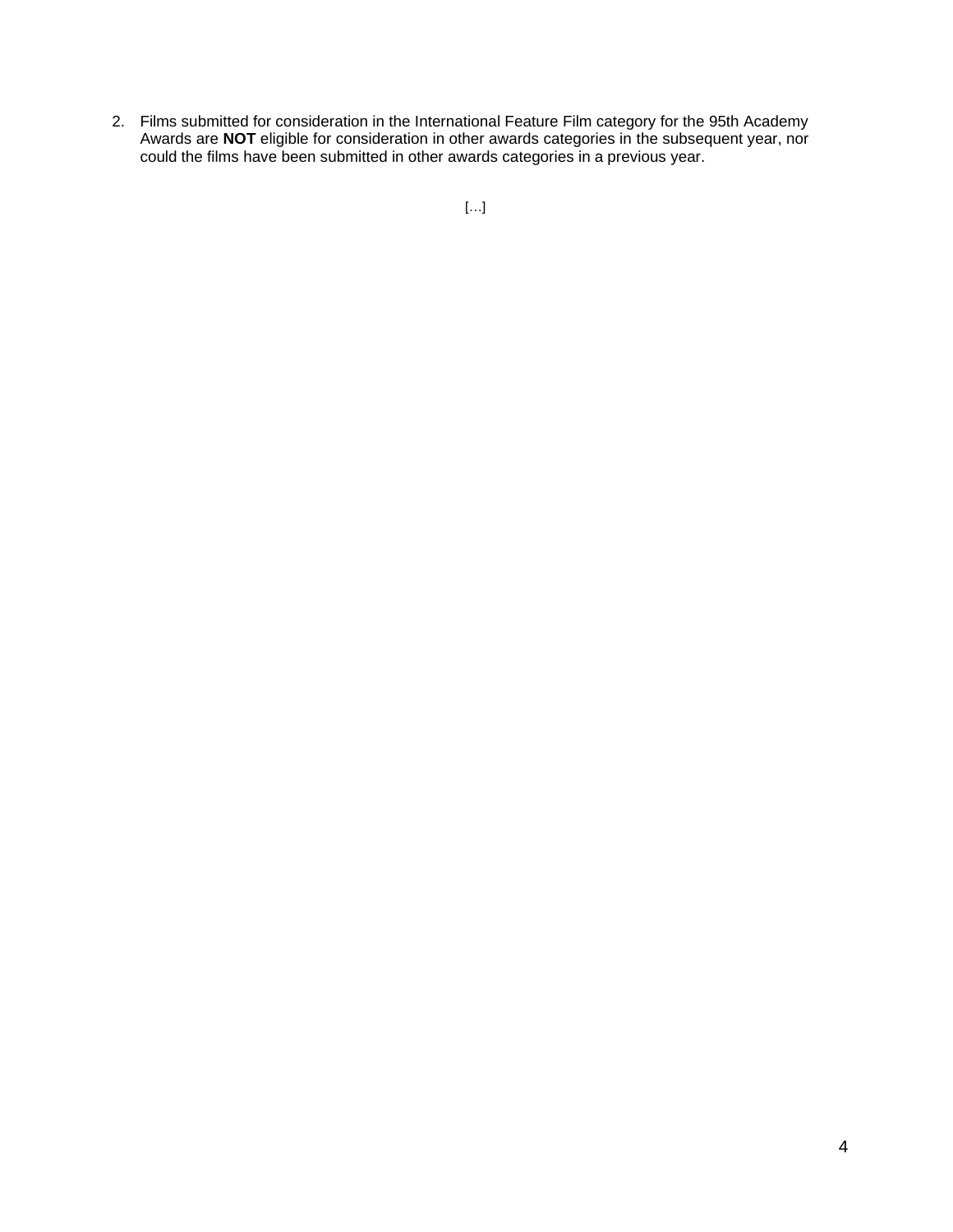2. Films submitted for consideration in the International Feature Film category for the 95th Academy Awards are **NOT** eligible for consideration in other awards categories in the subsequent year, nor could the films have been submitted in other awards categories in a previous year.

[…]